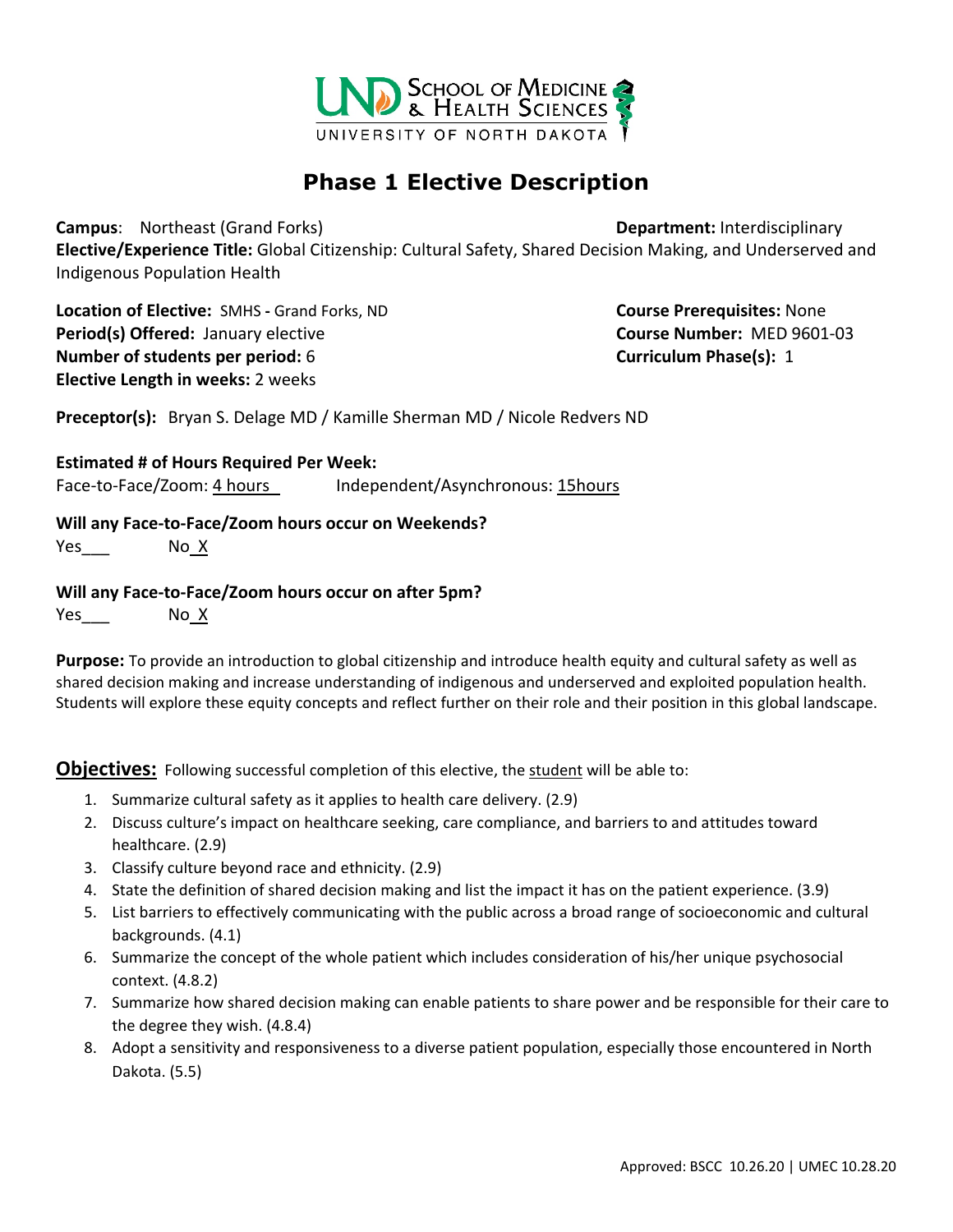# Phase 1 Elective Description

**Campus**: Northeast (Grand Forks)

**Department:** Interdisciplinary

**Elective/Experience Title:** Global Citizenship: Cultural Safety, Shared Decision Making, and Underserved and Indigenous Population Health

**Location of Elective:** SMHS - Grand Forks, ND

**Period(s) Offered:** January elective

**Number of students per period:** 6

**Elective Length in weeks:** 2 weeks

**Course Prerequisites:** None

**Course Number:** MED 9601-03

**Curriculum Phase(s):** 1

**Preceptor(s):** Bryan S. Delage MD / Kamille Sherman MD / Nicole Redvers ND

**Estimated # of Hours Required Per Week:**

Face-to-Face/Zoom: 4 hours Independent/Asynchronous: 15hours

**Will any Face-to-Face/Zoom hours occur on Weekends?**

Yes___ No_X

**Will any Face-to-Face/Zoom hours occur on after 5pm?**

Yes___ No_X

**Purpose:** To provide an introduction to global citizenship and introduce health equity and cultural safety as well as shared decision making and increase understanding of indigenous and underserved and exploited population health. Students will explore these equity concepts and reflect further on their role and their position in this global landscape.

## Objectives:

Following successful completion of this elective, the student will be able to:

1. Summarize cultural safety as it applies to health care delivery. (2.9)
2. Discuss culture's impact on healthcare seeking, care compliance, and barriers to and attitudes toward healthcare. (2.9)
3. Classify culture beyond race and ethnicity. (2.9)
4. State the definition of shared decision making and list the impact it has on the patient experience. (3.9)
5. List barriers to effectively communicating with the public across a broad range of socioeconomic and cultural backgrounds. (4.1)
6. Summarize the concept of the whole patient which includes consideration of his/her unique psychosocial context. (4.8.2)
7. Summarize how shared decision making can enable patients to share power and be responsible for their care to the degree they wish. (4.8.4)
8. Adopt a sensitivity and responsiveness to a diverse patient population, especially those encountered in North Dakota. (5.5)

Approved: BSCC 10.26.20 | UMEC 10.28.20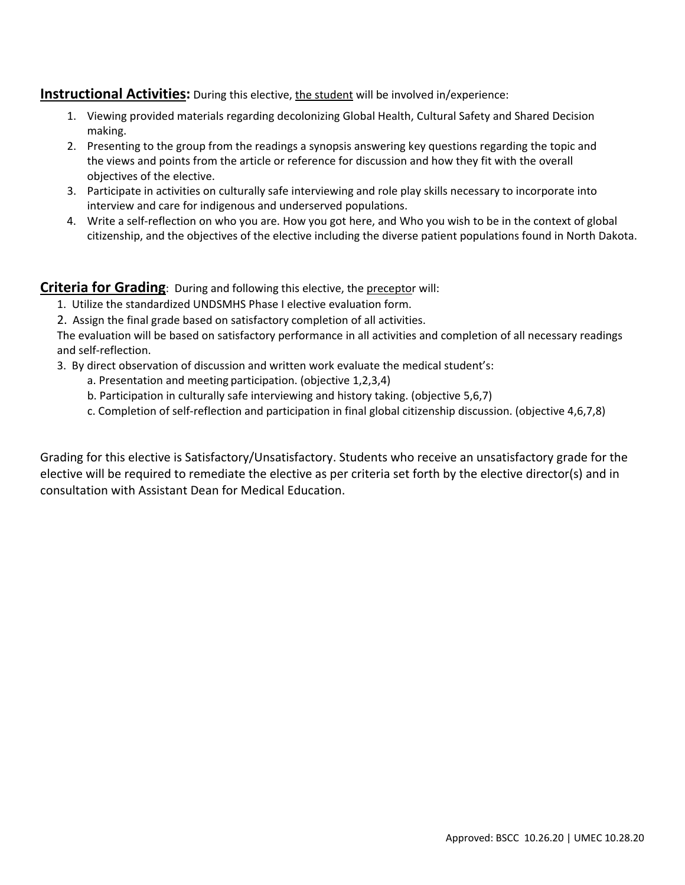**Instructional Activities:** During this elective, the student will be involved in/experience:

1. Viewing provided materials regarding decolonizing Global Health, Cultural Safety and Shared Decision making.
2. Presenting to the group from the readings a synopsis answering key questions regarding the topic and the views and points from the article or reference for discussion and how they fit with the overall objectives of the elective.
3. Participate in activities on culturally safe interviewing and role play skills necessary to incorporate into interview and care for indigenous and underserved populations.
4. Write a self-reflection on who you are. How you got here, and Who you wish to be in the context of global citizenship, and the objectives of the elective including the diverse patient populations found in North Dakota.

**Criteria for Grading**: During and following this elective, the preceptor will:

1. Utilize the standardized UNDSMHS Phase I elective evaluation form.
2. Assign the final grade based on satisfactory completion of all activities.

The evaluation will be based on satisfactory performance in all activities and completion of all necessary readings and self-reflection.

3. By direct observation of discussion and written work evaluate the medical student's:
   a. Presentation and meeting participation. (objective 1,2,3,4)
   b. Participation in culturally safe interviewing and history taking. (objective 5,6,7)
   c. Completion of self-reflection and participation in final global citizenship discussion. (objective 4,6,7,8)

Grading for this elective is Satisfactory/Unsatisfactory. Students who receive an unsatisfactory grade for the elective will be required to remediate the elective as per criteria set forth by the elective director(s) and in consultation with Assistant Dean for Medical Education.

Approved: BSCC 10.26.20 | UMEC 10.28.20